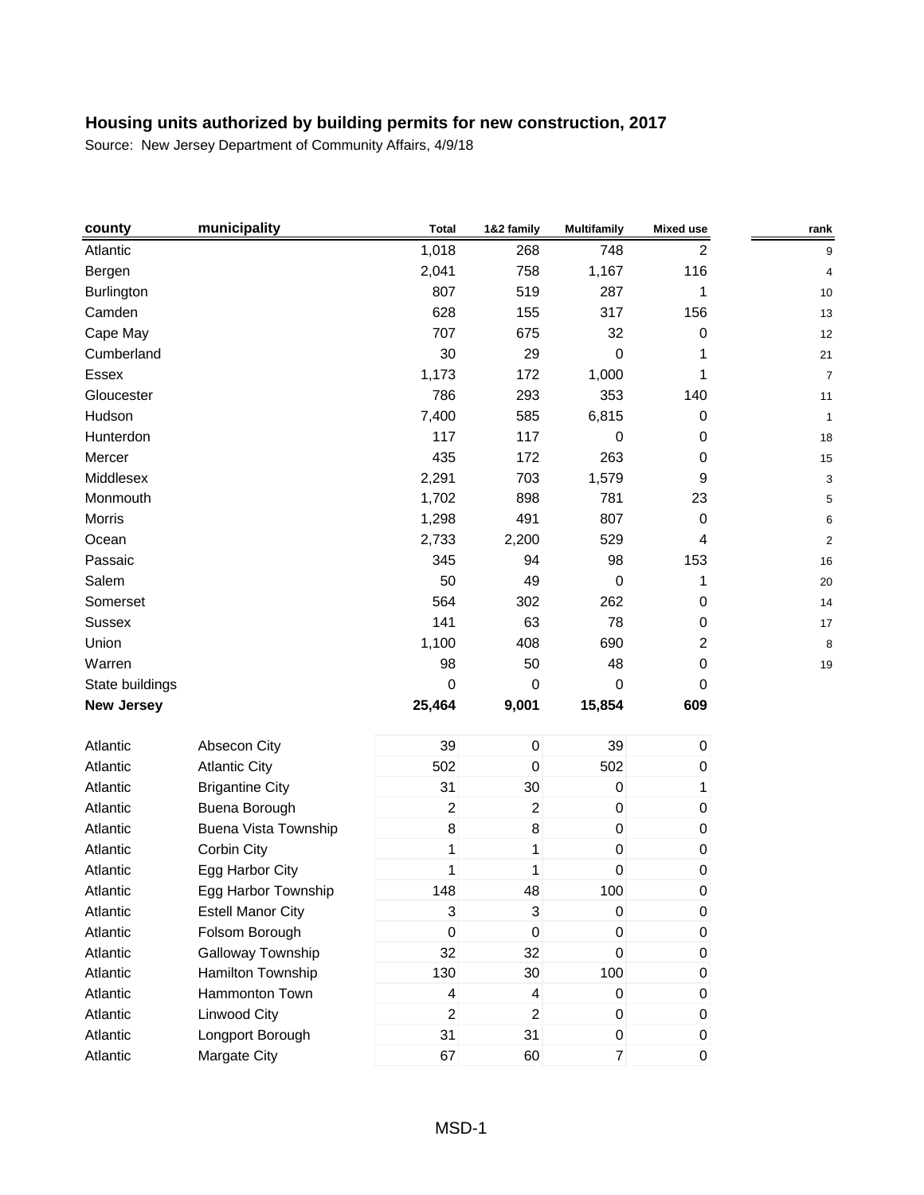# Housing units authorized by building permits for new construction, 2017

Source: New Jersey Department of Community Affairs, 4/9/18

| county | municipality | Total | 1&2 family | Multifamily | Mixed use | rank |
|---|---|---|---|---|---|---|
| Atlantic | | 1,018 | 268 | 748 | 2 | 9 |
| Bergen | | 2,041 | 758 | 1,167 | 116 | 4 |
| Burlington | | 807 | 519 | 287 | 1 | 10 |
| Camden | | 628 | 155 | 317 | 156 | 13 |
| Cape May | | 707 | 675 | 32 | 0 | 12 |
| Cumberland | | 30 | 29 | 0 | 1 | 21 |
| Essex | | 1,173 | 172 | 1,000 | 1 | 7 |
| Gloucester | | 786 | 293 | 353 | 140 | 11 |
| Hudson | | 7,400 | 585 | 6,815 | 0 | 1 |
| Hunterdon | | 117 | 117 | 0 | 0 | 18 |
| Mercer | | 435 | 172 | 263 | 0 | 15 |
| Middlesex | | 2,291 | 703 | 1,579 | 9 | 3 |
| Monmouth | | 1,702 | 898 | 781 | 23 | 5 |
| Morris | | 1,298 | 491 | 807 | 0 | 6 |
| Ocean | | 2,733 | 2,200 | 529 | 4 | 2 |
| Passaic | | 345 | 94 | 98 | 153 | 16 |
| Salem | | 50 | 49 | 0 | 1 | 20 |
| Somerset | | 564 | 302 | 262 | 0 | 14 |
| Sussex | | 141 | 63 | 78 | 0 | 17 |
| Union | | 1,100 | 408 | 690 | 2 | 8 |
| Warren | | 98 | 50 | 48 | 0 | 19 |
| State buildings | | 0 | 0 | 0 | 0 | |
| **New Jersey** | | **25,464** | **9,001** | **15,854** | **609** | |
| | | | | | | |
| Atlantic | Absecon City | 39 | 0 | 39 | 0 | |
| Atlantic | Atlantic City | 502 | 0 | 502 | 0 | |
| Atlantic | Brigantine City | 31 | 30 | 0 | 1 | |
| Atlantic | Buena Borough | 2 | 2 | 0 | 0 | |
| Atlantic | Buena Vista Township | 8 | 8 | 0 | 0 | |
| Atlantic | Corbin City | 1 | 1 | 0 | 0 | |
| Atlantic | Egg Harbor City | 1 | 1 | 0 | 0 | |
| Atlantic | Egg Harbor Township | 148 | 48 | 100 | 0 | |
| Atlantic | Estell Manor City | 3 | 3 | 0 | 0 | |
| Atlantic | Folsom Borough | 0 | 0 | 0 | 0 | |
| Atlantic | Galloway Township | 32 | 32 | 0 | 0 | |
| Atlantic | Hamilton Township | 130 | 30 | 100 | 0 | |
| Atlantic | Hammonton Town | 4 | 4 | 0 | 0 | |
| Atlantic | Linwood City | 2 | 2 | 0 | 0 | |
| Atlantic | Longport Borough | 31 | 31 | 0 | 0 | |
| Atlantic | Margate City | 67 | 60 | 7 | 0 | |

MSD-1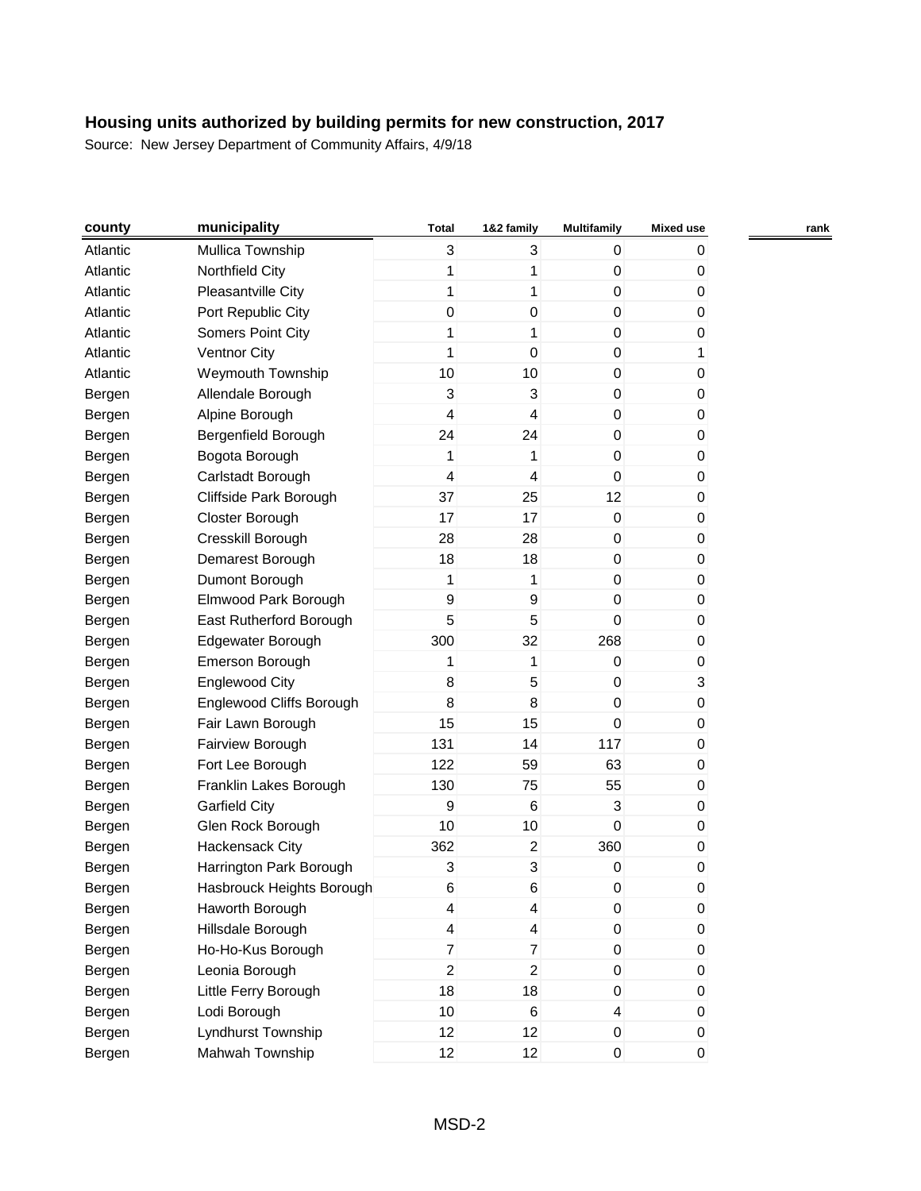## Housing units authorized by building permits for new construction, 2017

Source: New Jersey Department of Community Affairs, 4/9/18

| county | municipality | Total | 1&2 family | Multifamily | Mixed use | rank |
|---|---|---|---|---|---|---|
| Atlantic | Mullica Township | 3 | 3 | 0 | 0 | |
| Atlantic | Northfield City | 1 | 1 | 0 | 0 | |
| Atlantic | Pleasantville City | 1 | 1 | 0 | 0 | |
| Atlantic | Port Republic City | 0 | 0 | 0 | 0 | |
| Atlantic | Somers Point City | 1 | 1 | 0 | 0 | |
| Atlantic | Ventnor City | 1 | 0 | 0 | 1 | |
| Atlantic | Weymouth Township | 10 | 10 | 0 | 0 | |
| Bergen | Allendale Borough | 3 | 3 | 0 | 0 | |
| Bergen | Alpine Borough | 4 | 4 | 0 | 0 | |
| Bergen | Bergenfield Borough | 24 | 24 | 0 | 0 | |
| Bergen | Bogota Borough | 1 | 1 | 0 | 0 | |
| Bergen | Carlstadt Borough | 4 | 4 | 0 | 0 | |
| Bergen | Cliffside Park Borough | 37 | 25 | 12 | 0 | |
| Bergen | Closter Borough | 17 | 17 | 0 | 0 | |
| Bergen | Cresskill Borough | 28 | 28 | 0 | 0 | |
| Bergen | Demarest Borough | 18 | 18 | 0 | 0 | |
| Bergen | Dumont Borough | 1 | 1 | 0 | 0 | |
| Bergen | Elmwood Park Borough | 9 | 9 | 0 | 0 | |
| Bergen | East Rutherford Borough | 5 | 5 | 0 | 0 | |
| Bergen | Edgewater Borough | 300 | 32 | 268 | 0 | |
| Bergen | Emerson Borough | 1 | 1 | 0 | 0 | |
| Bergen | Englewood City | 8 | 5 | 0 | 3 | |
| Bergen | Englewood Cliffs Borough | 8 | 8 | 0 | 0 | |
| Bergen | Fair Lawn Borough | 15 | 15 | 0 | 0 | |
| Bergen | Fairview Borough | 131 | 14 | 117 | 0 | |
| Bergen | Fort Lee Borough | 122 | 59 | 63 | 0 | |
| Bergen | Franklin Lakes Borough | 130 | 75 | 55 | 0 | |
| Bergen | Garfield City | 9 | 6 | 3 | 0 | |
| Bergen | Glen Rock Borough | 10 | 10 | 0 | 0 | |
| Bergen | Hackensack City | 362 | 2 | 360 | 0 | |
| Bergen | Harrington Park Borough | 3 | 3 | 0 | 0 | |
| Bergen | Hasbrouck Heights Borough | 6 | 6 | 0 | 0 | |
| Bergen | Haworth Borough | 4 | 4 | 0 | 0 | |
| Bergen | Hillsdale Borough | 4 | 4 | 0 | 0 | |
| Bergen | Ho-Ho-Kus Borough | 7 | 7 | 0 | 0 | |
| Bergen | Leonia Borough | 2 | 2 | 0 | 0 | |
| Bergen | Little Ferry Borough | 18 | 18 | 0 | 0 | |
| Bergen | Lodi Borough | 10 | 6 | 4 | 0 | |
| Bergen | Lyndhurst Township | 12 | 12 | 0 | 0 | |
| Bergen | Mahwah Township | 12 | 12 | 0 | 0 | |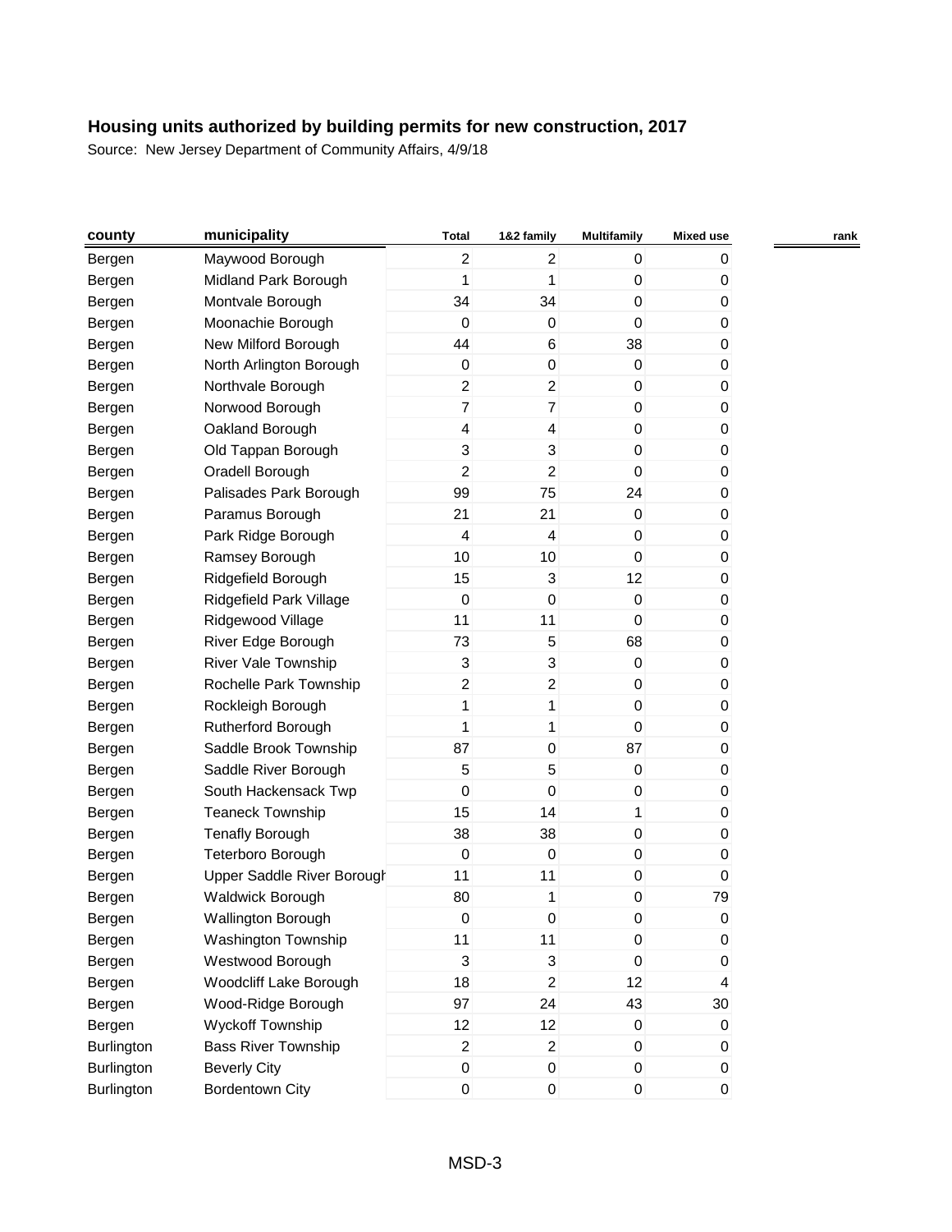# Housing units authorized by building permits for new construction, 2017

Source: New Jersey Department of Community Affairs, 4/9/18

| county | municipality | Total | 1&2 family | Multifamily | Mixed use | rank |
|---|---|---|---|---|---|---|
| Bergen | Maywood Borough | 2 | 2 | 0 | 0 | |
| Bergen | Midland Park Borough | 1 | 1 | 0 | 0 | |
| Bergen | Montvale Borough | 34 | 34 | 0 | 0 | |
| Bergen | Moonachie Borough | 0 | 0 | 0 | 0 | |
| Bergen | New Milford Borough | 44 | 6 | 38 | 0 | |
| Bergen | North Arlington Borough | 0 | 0 | 0 | 0 | |
| Bergen | Northvale Borough | 2 | 2 | 0 | 0 | |
| Bergen | Norwood Borough | 7 | 7 | 0 | 0 | |
| Bergen | Oakland Borough | 4 | 4 | 0 | 0 | |
| Bergen | Old Tappan Borough | 3 | 3 | 0 | 0 | |
| Bergen | Oradell Borough | 2 | 2 | 0 | 0 | |
| Bergen | Palisades Park Borough | 99 | 75 | 24 | 0 | |
| Bergen | Paramus Borough | 21 | 21 | 0 | 0 | |
| Bergen | Park Ridge Borough | 4 | 4 | 0 | 0 | |
| Bergen | Ramsey Borough | 10 | 10 | 0 | 0 | |
| Bergen | Ridgefield Borough | 15 | 3 | 12 | 0 | |
| Bergen | Ridgefield Park Village | 0 | 0 | 0 | 0 | |
| Bergen | Ridgewood Village | 11 | 11 | 0 | 0 | |
| Bergen | River Edge Borough | 73 | 5 | 68 | 0 | |
| Bergen | River Vale Township | 3 | 3 | 0 | 0 | |
| Bergen | Rochelle Park Township | 2 | 2 | 0 | 0 | |
| Bergen | Rockleigh Borough | 1 | 1 | 0 | 0 | |
| Bergen | Rutherford Borough | 1 | 1 | 0 | 0 | |
| Bergen | Saddle Brook Township | 87 | 0 | 87 | 0 | |
| Bergen | Saddle River Borough | 5 | 5 | 0 | 0 | |
| Bergen | South Hackensack Twp | 0 | 0 | 0 | 0 | |
| Bergen | Teaneck Township | 15 | 14 | 1 | 0 | |
| Bergen | Tenafly Borough | 38 | 38 | 0 | 0 | |
| Bergen | Teterboro Borough | 0 | 0 | 0 | 0 | |
| Bergen | Upper Saddle River Borough | 11 | 11 | 0 | 0 | |
| Bergen | Waldwick Borough | 80 | 1 | 0 | 79 | |
| Bergen | Wallington Borough | 0 | 0 | 0 | 0 | |
| Bergen | Washington Township | 11 | 11 | 0 | 0 | |
| Bergen | Westwood Borough | 3 | 3 | 0 | 0 | |
| Bergen | Woodcliff Lake Borough | 18 | 2 | 12 | 4 | |
| Bergen | Wood-Ridge Borough | 97 | 24 | 43 | 30 | |
| Bergen | Wyckoff Township | 12 | 12 | 0 | 0 | |
| Burlington | Bass River Township | 2 | 2 | 0 | 0 | |
| Burlington | Beverly City | 0 | 0 | 0 | 0 | |
| Burlington | Bordentown City | 0 | 0 | 0 | 0 | |

MSD-3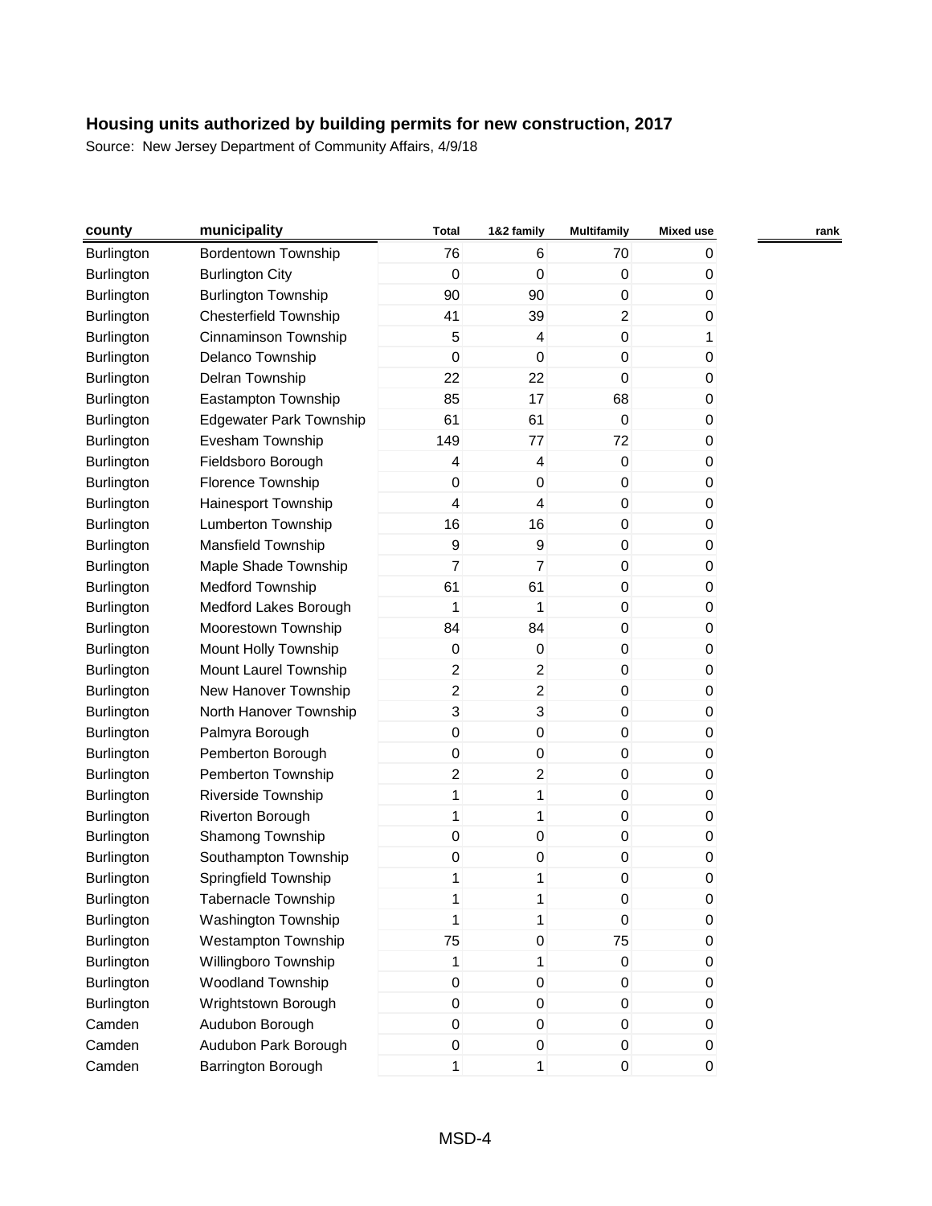## Housing units authorized by building permits for new construction, 2017

Source: New Jersey Department of Community Affairs, 4/9/18

| county | municipality | Total | 1&2 family | Multifamily | Mixed use | rank |
|---|---|---|---|---|---|---|
| Burlington | Bordentown Township | 76 | 6 | 70 | 0 | |
| Burlington | Burlington City | 0 | 0 | 0 | 0 | |
| Burlington | Burlington Township | 90 | 90 | 0 | 0 | |
| Burlington | Chesterfield Township | 41 | 39 | 2 | 0 | |
| Burlington | Cinnaminson Township | 5 | 4 | 0 | 1 | |
| Burlington | Delanco Township | 0 | 0 | 0 | 0 | |
| Burlington | Delran Township | 22 | 22 | 0 | 0 | |
| Burlington | Eastampton Township | 85 | 17 | 68 | 0 | |
| Burlington | Edgewater Park Township | 61 | 61 | 0 | 0 | |
| Burlington | Evesham Township | 149 | 77 | 72 | 0 | |
| Burlington | Fieldsboro Borough | 4 | 4 | 0 | 0 | |
| Burlington | Florence Township | 0 | 0 | 0 | 0 | |
| Burlington | Hainesport Township | 4 | 4 | 0 | 0 | |
| Burlington | Lumberton Township | 16 | 16 | 0 | 0 | |
| Burlington | Mansfield Township | 9 | 9 | 0 | 0 | |
| Burlington | Maple Shade Township | 7 | 7 | 0 | 0 | |
| Burlington | Medford Township | 61 | 61 | 0 | 0 | |
| Burlington | Medford Lakes Borough | 1 | 1 | 0 | 0 | |
| Burlington | Moorestown Township | 84 | 84 | 0 | 0 | |
| Burlington | Mount Holly Township | 0 | 0 | 0 | 0 | |
| Burlington | Mount Laurel Township | 2 | 2 | 0 | 0 | |
| Burlington | New Hanover Township | 2 | 2 | 0 | 0 | |
| Burlington | North Hanover Township | 3 | 3 | 0 | 0 | |
| Burlington | Palmyra Borough | 0 | 0 | 0 | 0 | |
| Burlington | Pemberton Borough | 0 | 0 | 0 | 0 | |
| Burlington | Pemberton Township | 2 | 2 | 0 | 0 | |
| Burlington | Riverside Township | 1 | 1 | 0 | 0 | |
| Burlington | Riverton Borough | 1 | 1 | 0 | 0 | |
| Burlington | Shamong Township | 0 | 0 | 0 | 0 | |
| Burlington | Southampton Township | 0 | 0 | 0 | 0 | |
| Burlington | Springfield Township | 1 | 1 | 0 | 0 | |
| Burlington | Tabernacle Township | 1 | 1 | 0 | 0 | |
| Burlington | Washington Township | 1 | 1 | 0 | 0 | |
| Burlington | Westampton Township | 75 | 0 | 75 | 0 | |
| Burlington | Willingboro Township | 1 | 1 | 0 | 0 | |
| Burlington | Woodland Township | 0 | 0 | 0 | 0 | |
| Burlington | Wrightstown Borough | 0 | 0 | 0 | 0 | |
| Camden | Audubon Borough | 0 | 0 | 0 | 0 | |
| Camden | Audubon Park Borough | 0 | 0 | 0 | 0 | |
| Camden | Barrington Borough | 1 | 1 | 0 | 0 | |

MSD-4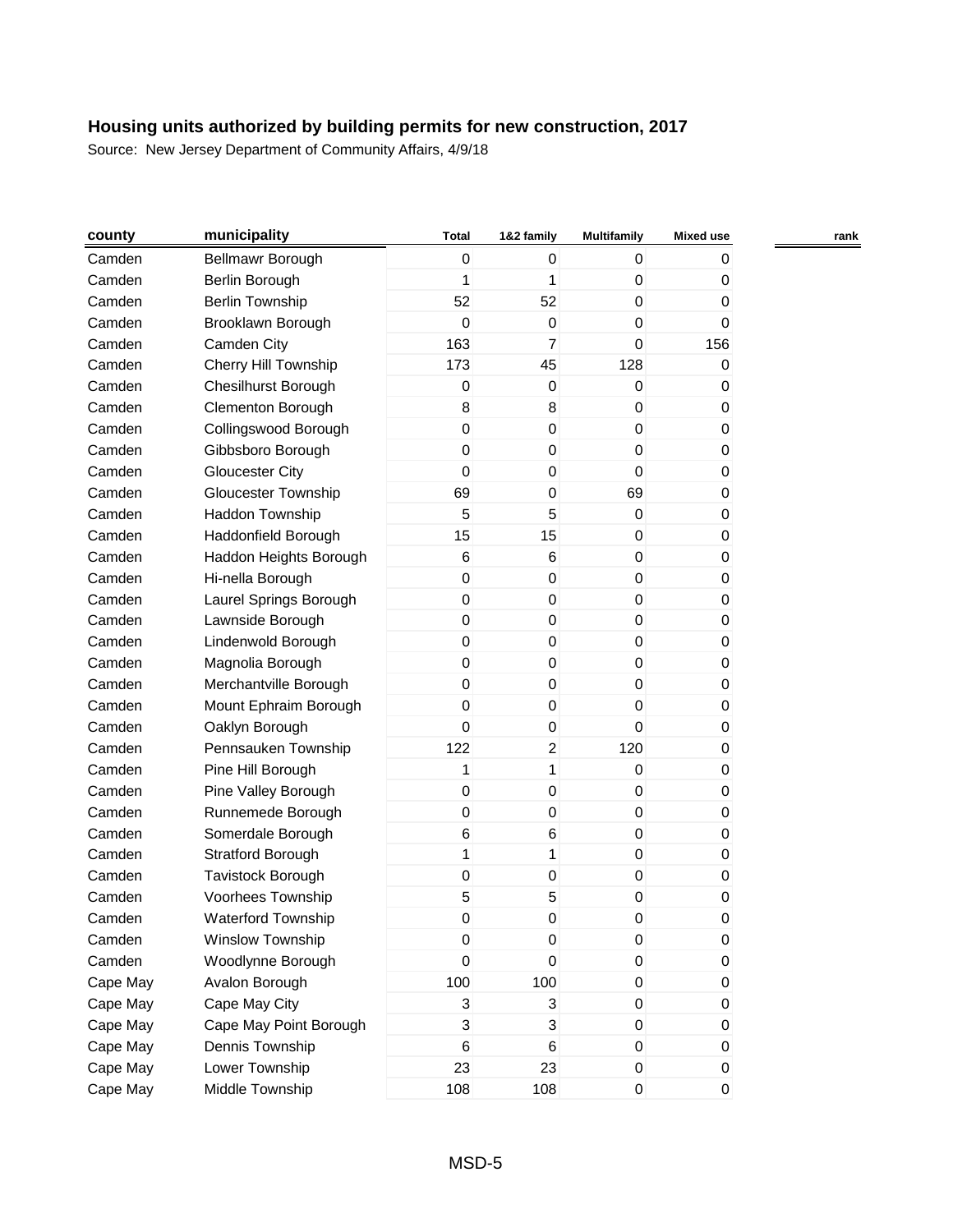## Housing units authorized by building permits for new construction, 2017

Source: New Jersey Department of Community Affairs, 4/9/18

| county | municipality | Total | 1&2 family | Multifamily | Mixed use | rank |
|---|---|---|---|---|---|---|
| Camden | Bellmawr Borough | 0 | 0 | 0 | 0 | |
| Camden | Berlin Borough | 1 | 1 | 0 | 0 | |
| Camden | Berlin Township | 52 | 52 | 0 | 0 | |
| Camden | Brooklawn Borough | 0 | 0 | 0 | 0 | |
| Camden | Camden City | 163 | 7 | 0 | 156 | |
| Camden | Cherry Hill Township | 173 | 45 | 128 | 0 | |
| Camden | Chesilhurst Borough | 0 | 0 | 0 | 0 | |
| Camden | Clementon Borough | 8 | 8 | 0 | 0 | |
| Camden | Collingswood Borough | 0 | 0 | 0 | 0 | |
| Camden | Gibbsboro Borough | 0 | 0 | 0 | 0 | |
| Camden | Gloucester City | 0 | 0 | 0 | 0 | |
| Camden | Gloucester Township | 69 | 0 | 69 | 0 | |
| Camden | Haddon Township | 5 | 5 | 0 | 0 | |
| Camden | Haddonfield Borough | 15 | 15 | 0 | 0 | |
| Camden | Haddon Heights Borough | 6 | 6 | 0 | 0 | |
| Camden | Hi-nella Borough | 0 | 0 | 0 | 0 | |
| Camden | Laurel Springs Borough | 0 | 0 | 0 | 0 | |
| Camden | Lawnside Borough | 0 | 0 | 0 | 0 | |
| Camden | Lindenwold Borough | 0 | 0 | 0 | 0 | |
| Camden | Magnolia Borough | 0 | 0 | 0 | 0 | |
| Camden | Merchantville Borough | 0 | 0 | 0 | 0 | |
| Camden | Mount Ephraim Borough | 0 | 0 | 0 | 0 | |
| Camden | Oaklyn Borough | 0 | 0 | 0 | 0 | |
| Camden | Pennsauken Township | 122 | 2 | 120 | 0 | |
| Camden | Pine Hill Borough | 1 | 1 | 0 | 0 | |
| Camden | Pine Valley Borough | 0 | 0 | 0 | 0 | |
| Camden | Runnemede Borough | 0 | 0 | 0 | 0 | |
| Camden | Somerdale Borough | 6 | 6 | 0 | 0 | |
| Camden | Stratford Borough | 1 | 1 | 0 | 0 | |
| Camden | Tavistock Borough | 0 | 0 | 0 | 0 | |
| Camden | Voorhees Township | 5 | 5 | 0 | 0 | |
| Camden | Waterford Township | 0 | 0 | 0 | 0 | |
| Camden | Winslow Township | 0 | 0 | 0 | 0 | |
| Camden | Woodlynne Borough | 0 | 0 | 0 | 0 | |
| Cape May | Avalon Borough | 100 | 100 | 0 | 0 | |
| Cape May | Cape May City | 3 | 3 | 0 | 0 | |
| Cape May | Cape May Point Borough | 3 | 3 | 0 | 0 | |
| Cape May | Dennis Township | 6 | 6 | 0 | 0 | |
| Cape May | Lower Township | 23 | 23 | 0 | 0 | |
| Cape May | Middle Township | 108 | 108 | 0 | 0 | |

MSD-5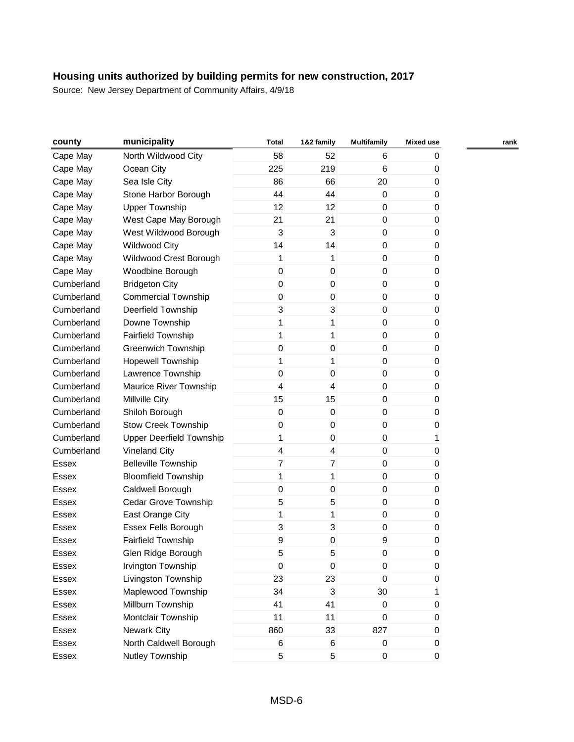**Housing units authorized by building permits for new construction, 2017**

Source: New Jersey Department of Community Affairs, 4/9/18

| county | municipality | Total | 1&2 family | Multifamily | Mixed use | rank |
|---|---|---|---|---|---|---|
| Cape May | North Wildwood City | 58 | 52 | 6 | 0 | |
| Cape May | Ocean City | 225 | 219 | 6 | 0 | |
| Cape May | Sea Isle City | 86 | 66 | 20 | 0 | |
| Cape May | Stone Harbor Borough | 44 | 44 | 0 | 0 | |
| Cape May | Upper Township | 12 | 12 | 0 | 0 | |
| Cape May | West Cape May Borough | 21 | 21 | 0 | 0 | |
| Cape May | West Wildwood Borough | 3 | 3 | 0 | 0 | |
| Cape May | Wildwood City | 14 | 14 | 0 | 0 | |
| Cape May | Wildwood Crest Borough | 1 | 1 | 0 | 0 | |
| Cape May | Woodbine Borough | 0 | 0 | 0 | 0 | |
| Cumberland | Bridgeton City | 0 | 0 | 0 | 0 | |
| Cumberland | Commercial Township | 0 | 0 | 0 | 0 | |
| Cumberland | Deerfield Township | 3 | 3 | 0 | 0 | |
| Cumberland | Downe Township | 1 | 1 | 0 | 0 | |
| Cumberland | Fairfield Township | 1 | 1 | 0 | 0 | |
| Cumberland | Greenwich Township | 0 | 0 | 0 | 0 | |
| Cumberland | Hopewell Township | 1 | 1 | 0 | 0 | |
| Cumberland | Lawrence Township | 0 | 0 | 0 | 0 | |
| Cumberland | Maurice River Township | 4 | 4 | 0 | 0 | |
| Cumberland | Millville City | 15 | 15 | 0 | 0 | |
| Cumberland | Shiloh Borough | 0 | 0 | 0 | 0 | |
| Cumberland | Stow Creek Township | 0 | 0 | 0 | 0 | |
| Cumberland | Upper Deerfield Township | 1 | 0 | 0 | 1 | |
| Cumberland | Vineland City | 4 | 4 | 0 | 0 | |
| Essex | Belleville Township | 7 | 7 | 0 | 0 | |
| Essex | Bloomfield Township | 1 | 1 | 0 | 0 | |
| Essex | Caldwell Borough | 0 | 0 | 0 | 0 | |
| Essex | Cedar Grove Township | 5 | 5 | 0 | 0 | |
| Essex | East Orange City | 1 | 1 | 0 | 0 | |
| Essex | Essex Fells Borough | 3 | 3 | 0 | 0 | |
| Essex | Fairfield Township | 9 | 0 | 9 | 0 | |
| Essex | Glen Ridge Borough | 5 | 5 | 0 | 0 | |
| Essex | Irvington Township | 0 | 0 | 0 | 0 | |
| Essex | Livingston Township | 23 | 23 | 0 | 0 | |
| Essex | Maplewood Township | 34 | 3 | 30 | 1 | |
| Essex | Millburn Township | 41 | 41 | 0 | 0 | |
| Essex | Montclair Township | 11 | 11 | 0 | 0 | |
| Essex | Newark City | 860 | 33 | 827 | 0 | |
| Essex | North Caldwell Borough | 6 | 6 | 0 | 0 | |
| Essex | Nutley Township | 5 | 5 | 0 | 0 | |

MSD-6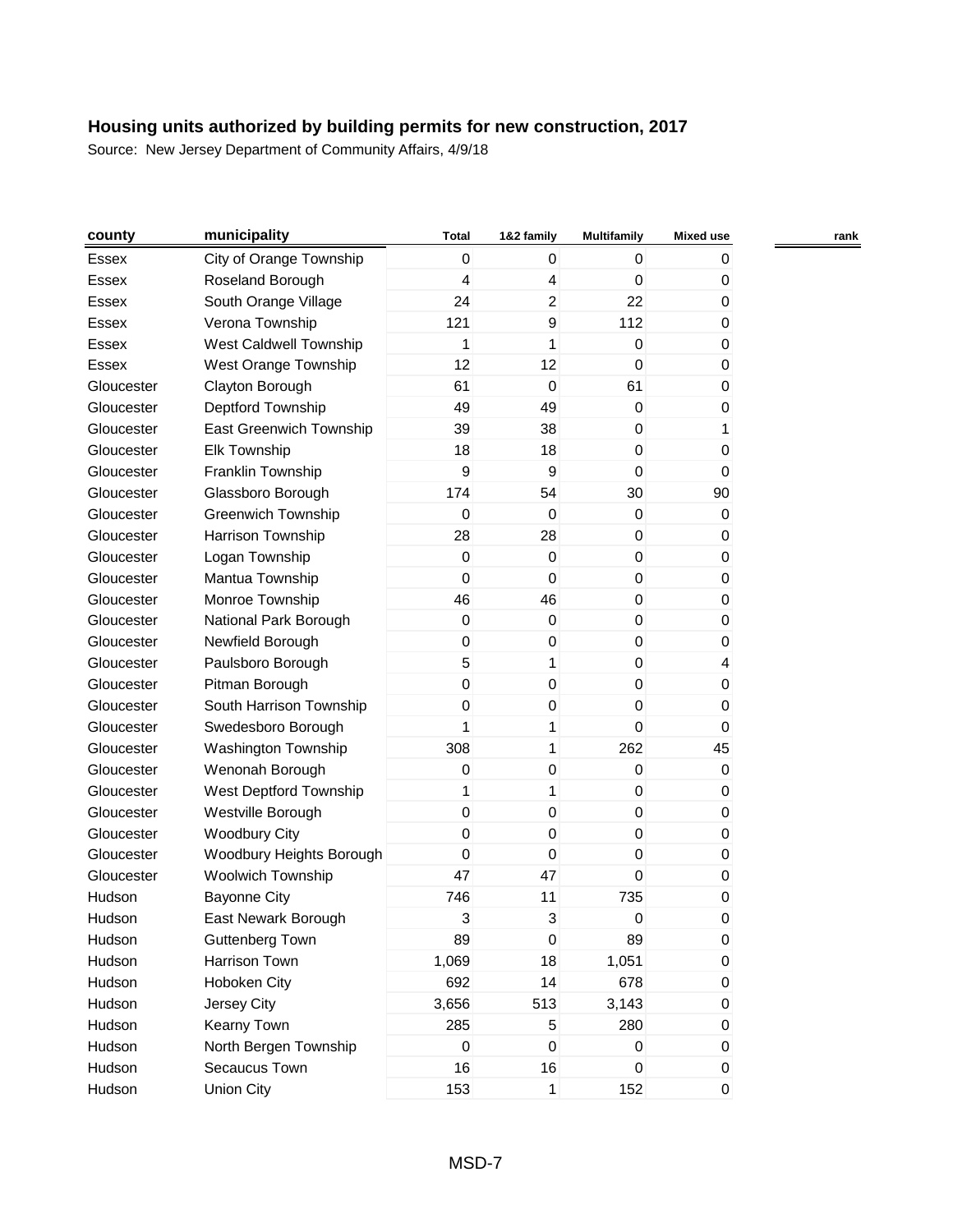## Housing units authorized by building permits for new construction, 2017

Source: New Jersey Department of Community Affairs, 4/9/18

| county | municipality | Total | 1&2 family | Multifamily | Mixed use | rank |
|---|---|---|---|---|---|---|
| Essex | City of Orange Township | 0 | 0 | 0 | 0 | |
| Essex | Roseland Borough | 4 | 4 | 0 | 0 | |
| Essex | South Orange Village | 24 | 2 | 22 | 0 | |
| Essex | Verona Township | 121 | 9 | 112 | 0 | |
| Essex | West Caldwell Township | 1 | 1 | 0 | 0 | |
| Essex | West Orange Township | 12 | 12 | 0 | 0 | |
| Gloucester | Clayton Borough | 61 | 0 | 61 | 0 | |
| Gloucester | Deptford Township | 49 | 49 | 0 | 0 | |
| Gloucester | East Greenwich Township | 39 | 38 | 0 | 1 | |
| Gloucester | Elk Township | 18 | 18 | 0 | 0 | |
| Gloucester | Franklin Township | 9 | 9 | 0 | 0 | |
| Gloucester | Glassboro Borough | 174 | 54 | 30 | 90 | |
| Gloucester | Greenwich Township | 0 | 0 | 0 | 0 | |
| Gloucester | Harrison Township | 28 | 28 | 0 | 0 | |
| Gloucester | Logan Township | 0 | 0 | 0 | 0 | |
| Gloucester | Mantua Township | 0 | 0 | 0 | 0 | |
| Gloucester | Monroe Township | 46 | 46 | 0 | 0 | |
| Gloucester | National Park Borough | 0 | 0 | 0 | 0 | |
| Gloucester | Newfield Borough | 0 | 0 | 0 | 0 | |
| Gloucester | Paulsboro Borough | 5 | 1 | 0 | 4 | |
| Gloucester | Pitman Borough | 0 | 0 | 0 | 0 | |
| Gloucester | South Harrison Township | 0 | 0 | 0 | 0 | |
| Gloucester | Swedesboro Borough | 1 | 1 | 0 | 0 | |
| Gloucester | Washington Township | 308 | 1 | 262 | 45 | |
| Gloucester | Wenonah Borough | 0 | 0 | 0 | 0 | |
| Gloucester | West Deptford Township | 1 | 1 | 0 | 0 | |
| Gloucester | Westville Borough | 0 | 0 | 0 | 0 | |
| Gloucester | Woodbury City | 0 | 0 | 0 | 0 | |
| Gloucester | Woodbury Heights Borough | 0 | 0 | 0 | 0 | |
| Gloucester | Woolwich Township | 47 | 47 | 0 | 0 | |
| Hudson | Bayonne City | 746 | 11 | 735 | 0 | |
| Hudson | East Newark Borough | 3 | 3 | 0 | 0 | |
| Hudson | Guttenberg Town | 89 | 0 | 89 | 0 | |
| Hudson | Harrison Town | 1,069 | 18 | 1,051 | 0 | |
| Hudson | Hoboken City | 692 | 14 | 678 | 0 | |
| Hudson | Jersey City | 3,656 | 513 | 3,143 | 0 | |
| Hudson | Kearny Town | 285 | 5 | 280 | 0 | |
| Hudson | North Bergen Township | 0 | 0 | 0 | 0 | |
| Hudson | Secaucus Town | 16 | 16 | 0 | 0 | |
| Hudson | Union City | 153 | 1 | 152 | 0 | |

MSD-7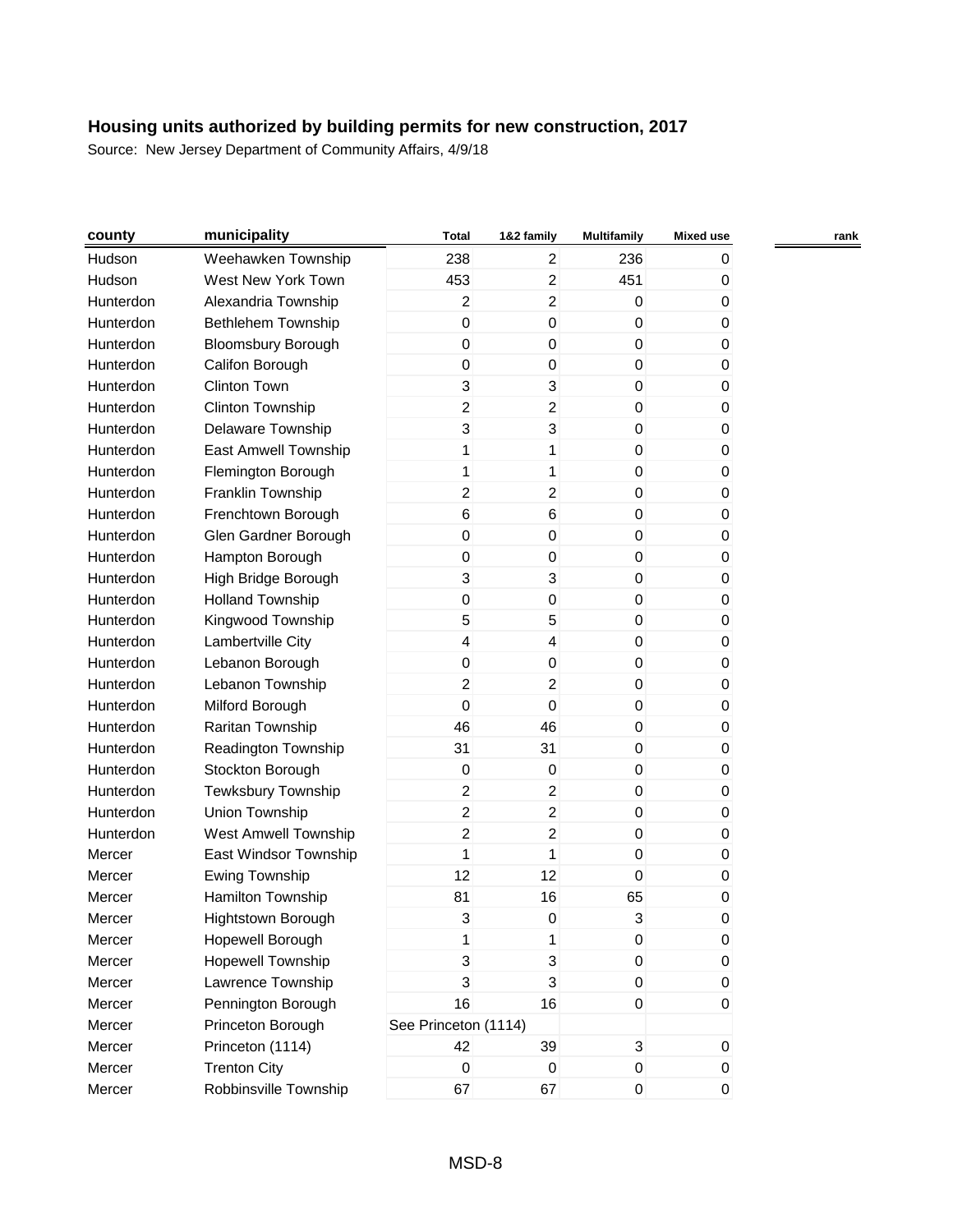# Housing units authorized by building permits for new construction, 2017

Source: New Jersey Department of Community Affairs, 4/9/18

| county | municipality | Total | 1&2 family | Multifamily | Mixed use | rank |
|---|---|---|---|---|---|---|
| Hudson | Weehawken Township | 238 | 2 | 236 | 0 | |
| Hudson | West New York Town | 453 | 2 | 451 | 0 | |
| Hunterdon | Alexandria Township | 2 | 2 | 0 | 0 | |
| Hunterdon | Bethlehem Township | 0 | 0 | 0 | 0 | |
| Hunterdon | Bloomsbury Borough | 0 | 0 | 0 | 0 | |
| Hunterdon | Califon Borough | 0 | 0 | 0 | 0 | |
| Hunterdon | Clinton Town | 3 | 3 | 0 | 0 | |
| Hunterdon | Clinton Township | 2 | 2 | 0 | 0 | |
| Hunterdon | Delaware Township | 3 | 3 | 0 | 0 | |
| Hunterdon | East Amwell Township | 1 | 1 | 0 | 0 | |
| Hunterdon | Flemington Borough | 1 | 1 | 0 | 0 | |
| Hunterdon | Franklin Township | 2 | 2 | 0 | 0 | |
| Hunterdon | Frenchtown Borough | 6 | 6 | 0 | 0 | |
| Hunterdon | Glen Gardner Borough | 0 | 0 | 0 | 0 | |
| Hunterdon | Hampton Borough | 0 | 0 | 0 | 0 | |
| Hunterdon | High Bridge Borough | 3 | 3 | 0 | 0 | |
| Hunterdon | Holland Township | 0 | 0 | 0 | 0 | |
| Hunterdon | Kingwood Township | 5 | 5 | 0 | 0 | |
| Hunterdon | Lambertville City | 4 | 4 | 0 | 0 | |
| Hunterdon | Lebanon Borough | 0 | 0 | 0 | 0 | |
| Hunterdon | Lebanon Township | 2 | 2 | 0 | 0 | |
| Hunterdon | Milford Borough | 0 | 0 | 0 | 0 | |
| Hunterdon | Raritan Township | 46 | 46 | 0 | 0 | |
| Hunterdon | Readington Township | 31 | 31 | 0 | 0 | |
| Hunterdon | Stockton Borough | 0 | 0 | 0 | 0 | |
| Hunterdon | Tewksbury Township | 2 | 2 | 0 | 0 | |
| Hunterdon | Union Township | 2 | 2 | 0 | 0 | |
| Hunterdon | West Amwell Township | 2 | 2 | 0 | 0 | |
| Mercer | East Windsor Township | 1 | 1 | 0 | 0 | |
| Mercer | Ewing Township | 12 | 12 | 0 | 0 | |
| Mercer | Hamilton Township | 81 | 16 | 65 | 0 | |
| Mercer | Hightstown Borough | 3 | 0 | 3 | 0 | |
| Mercer | Hopewell Borough | 1 | 1 | 0 | 0 | |
| Mercer | Hopewell Township | 3 | 3 | 0 | 0 | |
| Mercer | Lawrence Township | 3 | 3 | 0 | 0 | |
| Mercer | Pennington Borough | 16 | 16 | 0 | 0 | |
| Mercer | Princeton Borough | See Princeton (1114) | | | | |
| Mercer | Princeton (1114) | 42 | 39 | 3 | 0 | |
| Mercer | Trenton City | 0 | 0 | 0 | 0 | |
| Mercer | Robbinsville Township | 67 | 67 | 0 | 0 | |

MSD-8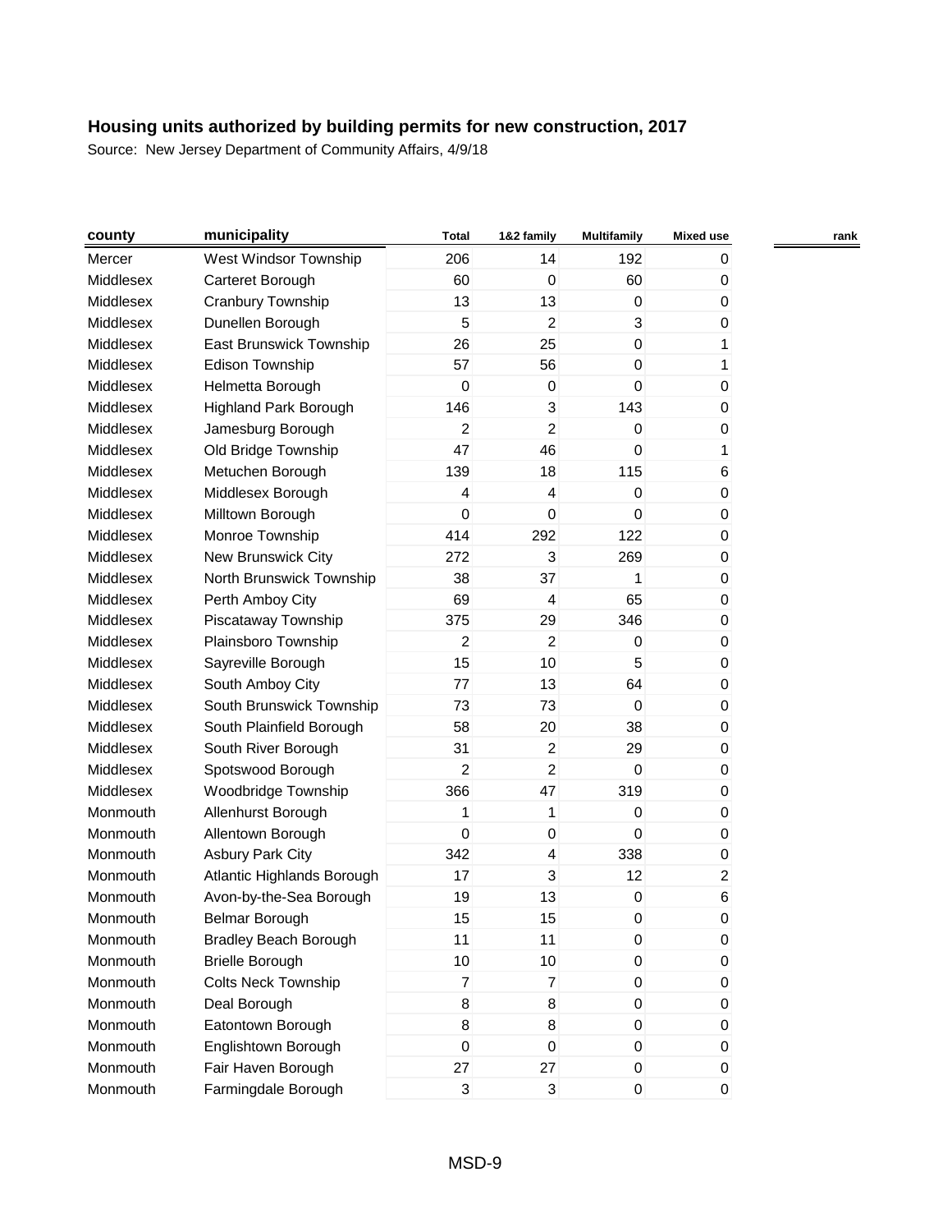## Housing units authorized by building permits for new construction, 2017

Source: New Jersey Department of Community Affairs, 4/9/18

| county | municipality | Total | 1&2 family | Multifamily | Mixed use | rank |
|---|---|---|---|---|---|---|
| Mercer | West Windsor Township | 206 | 14 | 192 | 0 | |
| Middlesex | Carteret Borough | 60 | 0 | 60 | 0 | |
| Middlesex | Cranbury Township | 13 | 13 | 0 | 0 | |
| Middlesex | Dunellen Borough | 5 | 2 | 3 | 0 | |
| Middlesex | East Brunswick Township | 26 | 25 | 0 | 1 | |
| Middlesex | Edison Township | 57 | 56 | 0 | 1 | |
| Middlesex | Helmetta Borough | 0 | 0 | 0 | 0 | |
| Middlesex | Highland Park Borough | 146 | 3 | 143 | 0 | |
| Middlesex | Jamesburg Borough | 2 | 2 | 0 | 0 | |
| Middlesex | Old Bridge Township | 47 | 46 | 0 | 1 | |
| Middlesex | Metuchen Borough | 139 | 18 | 115 | 6 | |
| Middlesex | Middlesex Borough | 4 | 4 | 0 | 0 | |
| Middlesex | Milltown Borough | 0 | 0 | 0 | 0 | |
| Middlesex | Monroe Township | 414 | 292 | 122 | 0 | |
| Middlesex | New Brunswick City | 272 | 3 | 269 | 0 | |
| Middlesex | North Brunswick Township | 38 | 37 | 1 | 0 | |
| Middlesex | Perth Amboy City | 69 | 4 | 65 | 0 | |
| Middlesex | Piscataway Township | 375 | 29 | 346 | 0 | |
| Middlesex | Plainsboro Township | 2 | 2 | 0 | 0 | |
| Middlesex | Sayreville Borough | 15 | 10 | 5 | 0 | |
| Middlesex | South Amboy City | 77 | 13 | 64 | 0 | |
| Middlesex | South Brunswick Township | 73 | 73 | 0 | 0 | |
| Middlesex | South Plainfield Borough | 58 | 20 | 38 | 0 | |
| Middlesex | South River Borough | 31 | 2 | 29 | 0 | |
| Middlesex | Spotswood Borough | 2 | 2 | 0 | 0 | |
| Middlesex | Woodbridge Township | 366 | 47 | 319 | 0 | |
| Monmouth | Allenhurst Borough | 1 | 1 | 0 | 0 | |
| Monmouth | Allentown Borough | 0 | 0 | 0 | 0 | |
| Monmouth | Asbury Park City | 342 | 4 | 338 | 0 | |
| Monmouth | Atlantic Highlands Borough | 17 | 3 | 12 | 2 | |
| Monmouth | Avon-by-the-Sea Borough | 19 | 13 | 0 | 6 | |
| Monmouth | Belmar Borough | 15 | 15 | 0 | 0 | |
| Monmouth | Bradley Beach Borough | 11 | 11 | 0 | 0 | |
| Monmouth | Brielle Borough | 10 | 10 | 0 | 0 | |
| Monmouth | Colts Neck Township | 7 | 7 | 0 | 0 | |
| Monmouth | Deal Borough | 8 | 8 | 0 | 0 | |
| Monmouth | Eatontown Borough | 8 | 8 | 0 | 0 | |
| Monmouth | Englishtown Borough | 0 | 0 | 0 | 0 | |
| Monmouth | Fair Haven Borough | 27 | 27 | 0 | 0 | |
| Monmouth | Farmingdale Borough | 3 | 3 | 0 | 0 | |

MSD-9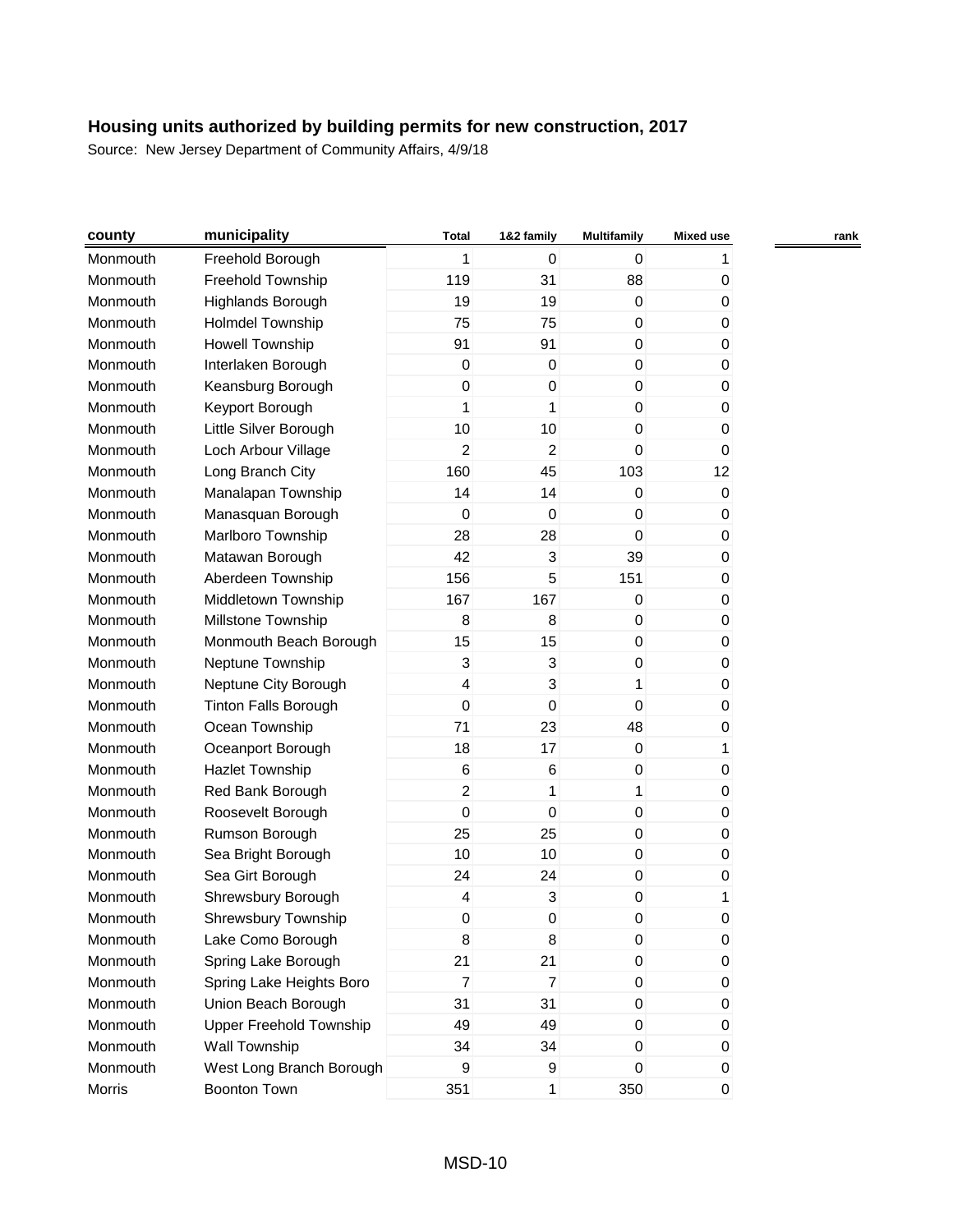## Housing units authorized by building permits for new construction, 2017

Source: New Jersey Department of Community Affairs, 4/9/18

| county | municipality | Total | 1&2 family | Multifamily | Mixed use | rank |
|---|---|---|---|---|---|---|
| Monmouth | Freehold Borough | 1 | 0 | 0 | 1 | |
| Monmouth | Freehold Township | 119 | 31 | 88 | 0 | |
| Monmouth | Highlands Borough | 19 | 19 | 0 | 0 | |
| Monmouth | Holmdel Township | 75 | 75 | 0 | 0 | |
| Monmouth | Howell Township | 91 | 91 | 0 | 0 | |
| Monmouth | Interlaken Borough | 0 | 0 | 0 | 0 | |
| Monmouth | Keansburg Borough | 0 | 0 | 0 | 0 | |
| Monmouth | Keyport Borough | 1 | 1 | 0 | 0 | |
| Monmouth | Little Silver Borough | 10 | 10 | 0 | 0 | |
| Monmouth | Loch Arbour Village | 2 | 2 | 0 | 0 | |
| Monmouth | Long Branch City | 160 | 45 | 103 | 12 | |
| Monmouth | Manalapan Township | 14 | 14 | 0 | 0 | |
| Monmouth | Manasquan Borough | 0 | 0 | 0 | 0 | |
| Monmouth | Marlboro Township | 28 | 28 | 0 | 0 | |
| Monmouth | Matawan Borough | 42 | 3 | 39 | 0 | |
| Monmouth | Aberdeen Township | 156 | 5 | 151 | 0 | |
| Monmouth | Middletown Township | 167 | 167 | 0 | 0 | |
| Monmouth | Millstone Township | 8 | 8 | 0 | 0 | |
| Monmouth | Monmouth Beach Borough | 15 | 15 | 0 | 0 | |
| Monmouth | Neptune Township | 3 | 3 | 0 | 0 | |
| Monmouth | Neptune City Borough | 4 | 3 | 1 | 0 | |
| Monmouth | Tinton Falls Borough | 0 | 0 | 0 | 0 | |
| Monmouth | Ocean Township | 71 | 23 | 48 | 0 | |
| Monmouth | Oceanport Borough | 18 | 17 | 0 | 1 | |
| Monmouth | Hazlet Township | 6 | 6 | 0 | 0 | |
| Monmouth | Red Bank Borough | 2 | 1 | 1 | 0 | |
| Monmouth | Roosevelt Borough | 0 | 0 | 0 | 0 | |
| Monmouth | Rumson Borough | 25 | 25 | 0 | 0 | |
| Monmouth | Sea Bright Borough | 10 | 10 | 0 | 0 | |
| Monmouth | Sea Girt Borough | 24 | 24 | 0 | 0 | |
| Monmouth | Shrewsbury Borough | 4 | 3 | 0 | 1 | |
| Monmouth | Shrewsbury Township | 0 | 0 | 0 | 0 | |
| Monmouth | Lake Como Borough | 8 | 8 | 0 | 0 | |
| Monmouth | Spring Lake Borough | 21 | 21 | 0 | 0 | |
| Monmouth | Spring Lake Heights Boro | 7 | 7 | 0 | 0 | |
| Monmouth | Union Beach Borough | 31 | 31 | 0 | 0 | |
| Monmouth | Upper Freehold Township | 49 | 49 | 0 | 0 | |
| Monmouth | Wall Township | 34 | 34 | 0 | 0 | |
| Monmouth | West Long Branch Borough | 9 | 9 | 0 | 0 | |
| Morris | Boonton Town | 351 | 1 | 350 | 0 | |

MSD-10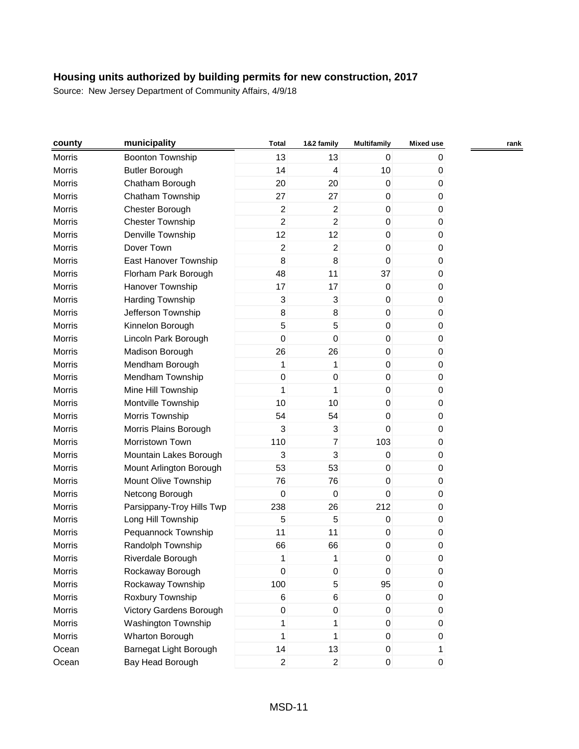## Housing units authorized by building permits for new construction, 2017

Source: New Jersey Department of Community Affairs, 4/9/18

| county | municipality | Total | 1&2 family | Multifamily | Mixed use | rank |
|---|---|---|---|---|---|---|
| Morris | Boonton Township | 13 | 13 | 0 | 0 | |
| Morris | Butler Borough | 14 | 4 | 10 | 0 | |
| Morris | Chatham Borough | 20 | 20 | 0 | 0 | |
| Morris | Chatham Township | 27 | 27 | 0 | 0 | |
| Morris | Chester Borough | 2 | 2 | 0 | 0 | |
| Morris | Chester Township | 2 | 2 | 0 | 0 | |
| Morris | Denville Township | 12 | 12 | 0 | 0 | |
| Morris | Dover Town | 2 | 2 | 0 | 0 | |
| Morris | East Hanover Township | 8 | 8 | 0 | 0 | |
| Morris | Florham Park Borough | 48 | 11 | 37 | 0 | |
| Morris | Hanover Township | 17 | 17 | 0 | 0 | |
| Morris | Harding Township | 3 | 3 | 0 | 0 | |
| Morris | Jefferson Township | 8 | 8 | 0 | 0 | |
| Morris | Kinnelon Borough | 5 | 5 | 0 | 0 | |
| Morris | Lincoln Park Borough | 0 | 0 | 0 | 0 | |
| Morris | Madison Borough | 26 | 26 | 0 | 0 | |
| Morris | Mendham Borough | 1 | 1 | 0 | 0 | |
| Morris | Mendham Township | 0 | 0 | 0 | 0 | |
| Morris | Mine Hill Township | 1 | 1 | 0 | 0 | |
| Morris | Montville Township | 10 | 10 | 0 | 0 | |
| Morris | Morris Township | 54 | 54 | 0 | 0 | |
| Morris | Morris Plains Borough | 3 | 3 | 0 | 0 | |
| Morris | Morristown Town | 110 | 7 | 103 | 0 | |
| Morris | Mountain Lakes Borough | 3 | 3 | 0 | 0 | |
| Morris | Mount Arlington Borough | 53 | 53 | 0 | 0 | |
| Morris | Mount Olive Township | 76 | 76 | 0 | 0 | |
| Morris | Netcong Borough | 0 | 0 | 0 | 0 | |
| Morris | Parsippany-Troy Hills Twp | 238 | 26 | 212 | 0 | |
| Morris | Long Hill Township | 5 | 5 | 0 | 0 | |
| Morris | Pequannock Township | 11 | 11 | 0 | 0 | |
| Morris | Randolph Township | 66 | 66 | 0 | 0 | |
| Morris | Riverdale Borough | 1 | 1 | 0 | 0 | |
| Morris | Rockaway Borough | 0 | 0 | 0 | 0 | |
| Morris | Rockaway Township | 100 | 5 | 95 | 0 | |
| Morris | Roxbury Township | 6 | 6 | 0 | 0 | |
| Morris | Victory Gardens Borough | 0 | 0 | 0 | 0 | |
| Morris | Washington Township | 1 | 1 | 0 | 0 | |
| Morris | Wharton Borough | 1 | 1 | 0 | 0 | |
| Ocean | Barnegat Light Borough | 14 | 13 | 0 | 1 | |
| Ocean | Bay Head Borough | 2 | 2 | 0 | 0 | |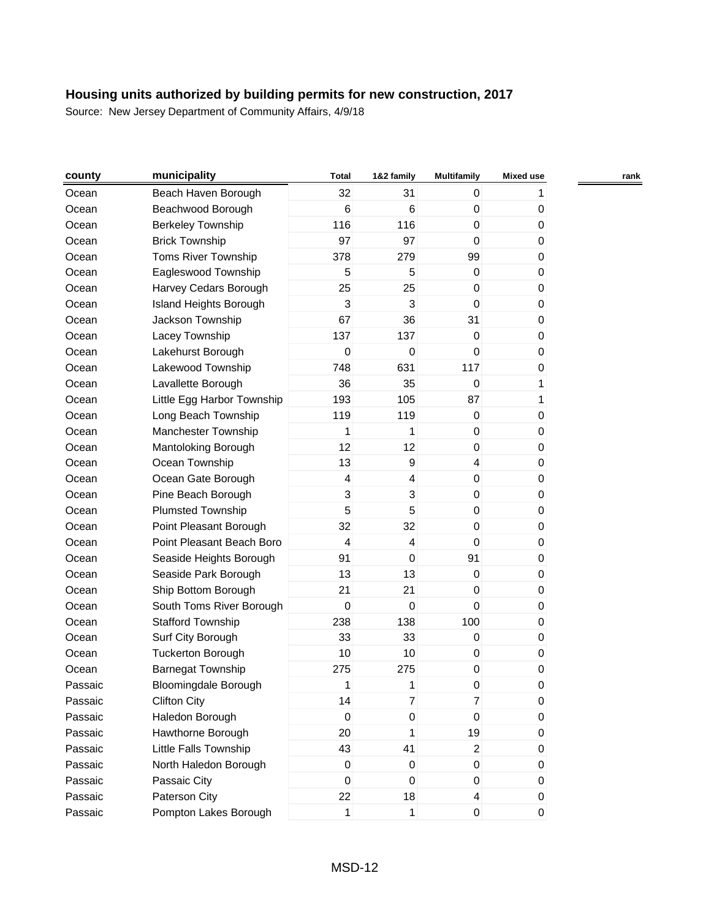## Housing units authorized by building permits for new construction, 2017

Source: New Jersey Department of Community Affairs, 4/9/18

| county | municipality | Total | 1&2 family | Multifamily | Mixed use | rank |
|---|---|---|---|---|---|---|
| Ocean | Beach Haven Borough | 32 | 31 | 0 | 1 | |
| Ocean | Beachwood Borough | 6 | 6 | 0 | 0 | |
| Ocean | Berkeley Township | 116 | 116 | 0 | 0 | |
| Ocean | Brick Township | 97 | 97 | 0 | 0 | |
| Ocean | Toms River Township | 378 | 279 | 99 | 0 | |
| Ocean | Eagleswood Township | 5 | 5 | 0 | 0 | |
| Ocean | Harvey Cedars Borough | 25 | 25 | 0 | 0 | |
| Ocean | Island Heights Borough | 3 | 3 | 0 | 0 | |
| Ocean | Jackson Township | 67 | 36 | 31 | 0 | |
| Ocean | Lacey Township | 137 | 137 | 0 | 0 | |
| Ocean | Lakehurst Borough | 0 | 0 | 0 | 0 | |
| Ocean | Lakewood Township | 748 | 631 | 117 | 0 | |
| Ocean | Lavallette Borough | 36 | 35 | 0 | 1 | |
| Ocean | Little Egg Harbor Township | 193 | 105 | 87 | 1 | |
| Ocean | Long Beach Township | 119 | 119 | 0 | 0 | |
| Ocean | Manchester Township | 1 | 1 | 0 | 0 | |
| Ocean | Mantoloking Borough | 12 | 12 | 0 | 0 | |
| Ocean | Ocean Township | 13 | 9 | 4 | 0 | |
| Ocean | Ocean Gate Borough | 4 | 4 | 0 | 0 | |
| Ocean | Pine Beach Borough | 3 | 3 | 0 | 0 | |
| Ocean | Plumsted Township | 5 | 5 | 0 | 0 | |
| Ocean | Point Pleasant Borough | 32 | 32 | 0 | 0 | |
| Ocean | Point Pleasant Beach Boro | 4 | 4 | 0 | 0 | |
| Ocean | Seaside Heights Borough | 91 | 0 | 91 | 0 | |
| Ocean | Seaside Park Borough | 13 | 13 | 0 | 0 | |
| Ocean | Ship Bottom Borough | 21 | 21 | 0 | 0 | |
| Ocean | South Toms River Borough | 0 | 0 | 0 | 0 | |
| Ocean | Stafford Township | 238 | 138 | 100 | 0 | |
| Ocean | Surf City Borough | 33 | 33 | 0 | 0 | |
| Ocean | Tuckerton Borough | 10 | 10 | 0 | 0 | |
| Ocean | Barnegat Township | 275 | 275 | 0 | 0 | |
| Passaic | Bloomingdale Borough | 1 | 1 | 0 | 0 | |
| Passaic | Clifton City | 14 | 7 | 7 | 0 | |
| Passaic | Haledon Borough | 0 | 0 | 0 | 0 | |
| Passaic | Hawthorne Borough | 20 | 1 | 19 | 0 | |
| Passaic | Little Falls Township | 43 | 41 | 2 | 0 | |
| Passaic | North Haledon Borough | 0 | 0 | 0 | 0 | |
| Passaic | Passaic City | 0 | 0 | 0 | 0 | |
| Passaic | Paterson City | 22 | 18 | 4 | 0 | |
| Passaic | Pompton Lakes Borough | 1 | 1 | 0 | 0 | |

MSD-12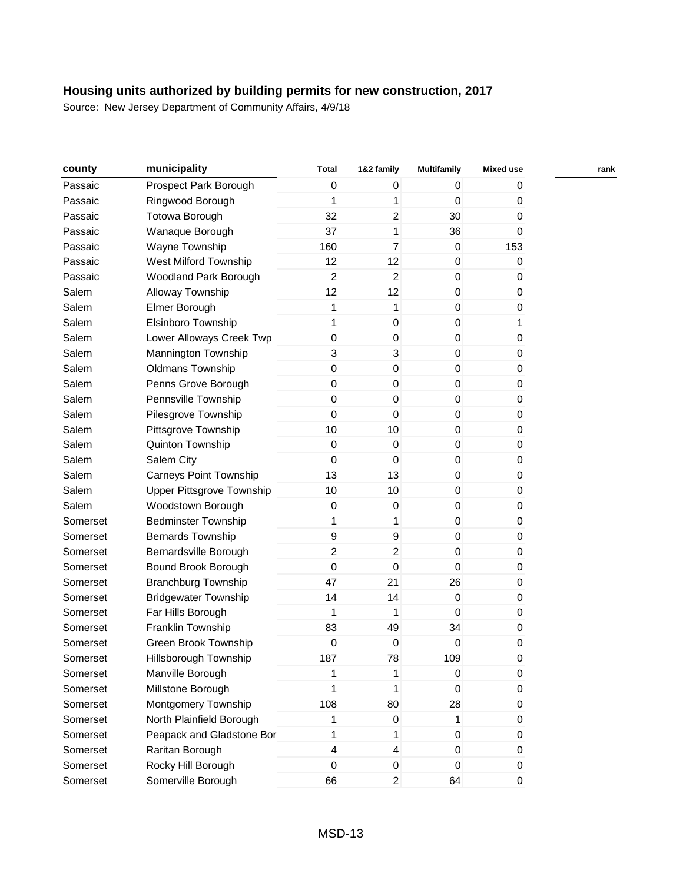# Housing units authorized by building permits for new construction, 2017

Source: New Jersey Department of Community Affairs, 4/9/18

| county | municipality | Total | 1&2 family | Multifamily | Mixed use | rank |
|---|---|---|---|---|---|---|
| Passaic | Prospect Park Borough | 0 | 0 | 0 | 0 | |
| Passaic | Ringwood Borough | 1 | 1 | 0 | 0 | |
| Passaic | Totowa Borough | 32 | 2 | 30 | 0 | |
| Passaic | Wanaque Borough | 37 | 1 | 36 | 0 | |
| Passaic | Wayne Township | 160 | 7 | 0 | 153 | |
| Passaic | West Milford Township | 12 | 12 | 0 | 0 | |
| Passaic | Woodland Park Borough | 2 | 2 | 0 | 0 | |
| Salem | Alloway Township | 12 | 12 | 0 | 0 | |
| Salem | Elmer Borough | 1 | 1 | 0 | 0 | |
| Salem | Elsinboro Township | 1 | 0 | 0 | 1 | |
| Salem | Lower Alloways Creek Twp | 0 | 0 | 0 | 0 | |
| Salem | Mannington Township | 3 | 3 | 0 | 0 | |
| Salem | Oldmans Township | 0 | 0 | 0 | 0 | |
| Salem | Penns Grove Borough | 0 | 0 | 0 | 0 | |
| Salem | Pennsville Township | 0 | 0 | 0 | 0 | |
| Salem | Pilesgrove Township | 0 | 0 | 0 | 0 | |
| Salem | Pittsgrove Township | 10 | 10 | 0 | 0 | |
| Salem | Quinton Township | 0 | 0 | 0 | 0 | |
| Salem | Salem City | 0 | 0 | 0 | 0 | |
| Salem | Carneys Point Township | 13 | 13 | 0 | 0 | |
| Salem | Upper Pittsgrove Township | 10 | 10 | 0 | 0 | |
| Salem | Woodstown Borough | 0 | 0 | 0 | 0 | |
| Somerset | Bedminster Township | 1 | 1 | 0 | 0 | |
| Somerset | Bernards Township | 9 | 9 | 0 | 0 | |
| Somerset | Bernardsville Borough | 2 | 2 | 0 | 0 | |
| Somerset | Bound Brook Borough | 0 | 0 | 0 | 0 | |
| Somerset | Branchburg Township | 47 | 21 | 26 | 0 | |
| Somerset | Bridgewater Township | 14 | 14 | 0 | 0 | |
| Somerset | Far Hills Borough | 1 | 1 | 0 | 0 | |
| Somerset | Franklin Township | 83 | 49 | 34 | 0 | |
| Somerset | Green Brook Township | 0 | 0 | 0 | 0 | |
| Somerset | Hillsborough Township | 187 | 78 | 109 | 0 | |
| Somerset | Manville Borough | 1 | 1 | 0 | 0 | |
| Somerset | Millstone Borough | 1 | 1 | 0 | 0 | |
| Somerset | Montgomery Township | 108 | 80 | 28 | 0 | |
| Somerset | North Plainfield Borough | 1 | 0 | 1 | 0 | |
| Somerset | Peapack and Gladstone Bor | 1 | 1 | 0 | 0 | |
| Somerset | Raritan Borough | 4 | 4 | 0 | 0 | |
| Somerset | Rocky Hill Borough | 0 | 0 | 0 | 0 | |
| Somerset | Somerville Borough | 66 | 2 | 64 | 0 | |

MSD-13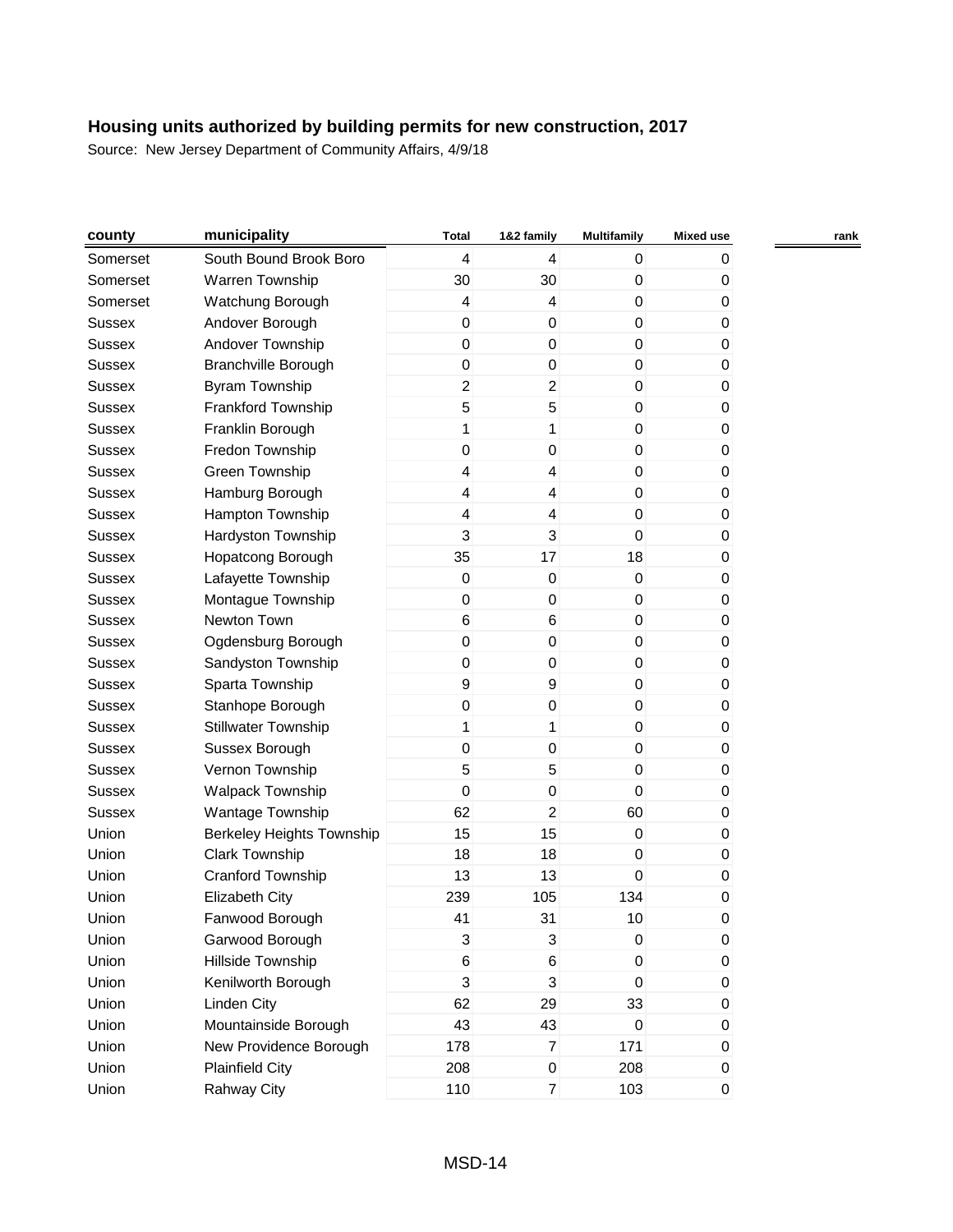# Housing units authorized by building permits for new construction, 2017

Source: New Jersey Department of Community Affairs, 4/9/18

| county | municipality | Total | 1&2 family | Multifamily | Mixed use | rank |
|---|---|---|---|---|---|---|
| Somerset | South Bound Brook Boro | 4 | 4 | 0 | 0 | |
| Somerset | Warren Township | 30 | 30 | 0 | 0 | |
| Somerset | Watchung Borough | 4 | 4 | 0 | 0 | |
| Sussex | Andover Borough | 0 | 0 | 0 | 0 | |
| Sussex | Andover Township | 0 | 0 | 0 | 0 | |
| Sussex | Branchville Borough | 0 | 0 | 0 | 0 | |
| Sussex | Byram Township | 2 | 2 | 0 | 0 | |
| Sussex | Frankford Township | 5 | 5 | 0 | 0 | |
| Sussex | Franklin Borough | 1 | 1 | 0 | 0 | |
| Sussex | Fredon Township | 0 | 0 | 0 | 0 | |
| Sussex | Green Township | 4 | 4 | 0 | 0 | |
| Sussex | Hamburg Borough | 4 | 4 | 0 | 0 | |
| Sussex | Hampton Township | 4 | 4 | 0 | 0 | |
| Sussex | Hardyston Township | 3 | 3 | 0 | 0 | |
| Sussex | Hopatcong Borough | 35 | 17 | 18 | 0 | |
| Sussex | Lafayette Township | 0 | 0 | 0 | 0 | |
| Sussex | Montague Township | 0 | 0 | 0 | 0 | |
| Sussex | Newton Town | 6 | 6 | 0 | 0 | |
| Sussex | Ogdensburg Borough | 0 | 0 | 0 | 0 | |
| Sussex | Sandyston Township | 0 | 0 | 0 | 0 | |
| Sussex | Sparta Township | 9 | 9 | 0 | 0 | |
| Sussex | Stanhope Borough | 0 | 0 | 0 | 0 | |
| Sussex | Stillwater Township | 1 | 1 | 0 | 0 | |
| Sussex | Sussex Borough | 0 | 0 | 0 | 0 | |
| Sussex | Vernon Township | 5 | 5 | 0 | 0 | |
| Sussex | Walpack Township | 0 | 0 | 0 | 0 | |
| Sussex | Wantage Township | 62 | 2 | 60 | 0 | |
| Union | Berkeley Heights Township | 15 | 15 | 0 | 0 | |
| Union | Clark Township | 18 | 18 | 0 | 0 | |
| Union | Cranford Township | 13 | 13 | 0 | 0 | |
| Union | Elizabeth City | 239 | 105 | 134 | 0 | |
| Union | Fanwood Borough | 41 | 31 | 10 | 0 | |
| Union | Garwood Borough | 3 | 3 | 0 | 0 | |
| Union | Hillside Township | 6 | 6 | 0 | 0 | |
| Union | Kenilworth Borough | 3 | 3 | 0 | 0 | |
| Union | Linden City | 62 | 29 | 33 | 0 | |
| Union | Mountainside Borough | 43 | 43 | 0 | 0 | |
| Union | New Providence Borough | 178 | 7 | 171 | 0 | |
| Union | Plainfield City | 208 | 0 | 208 | 0 | |
| Union | Rahway City | 110 | 7 | 103 | 0 | |

MSD-14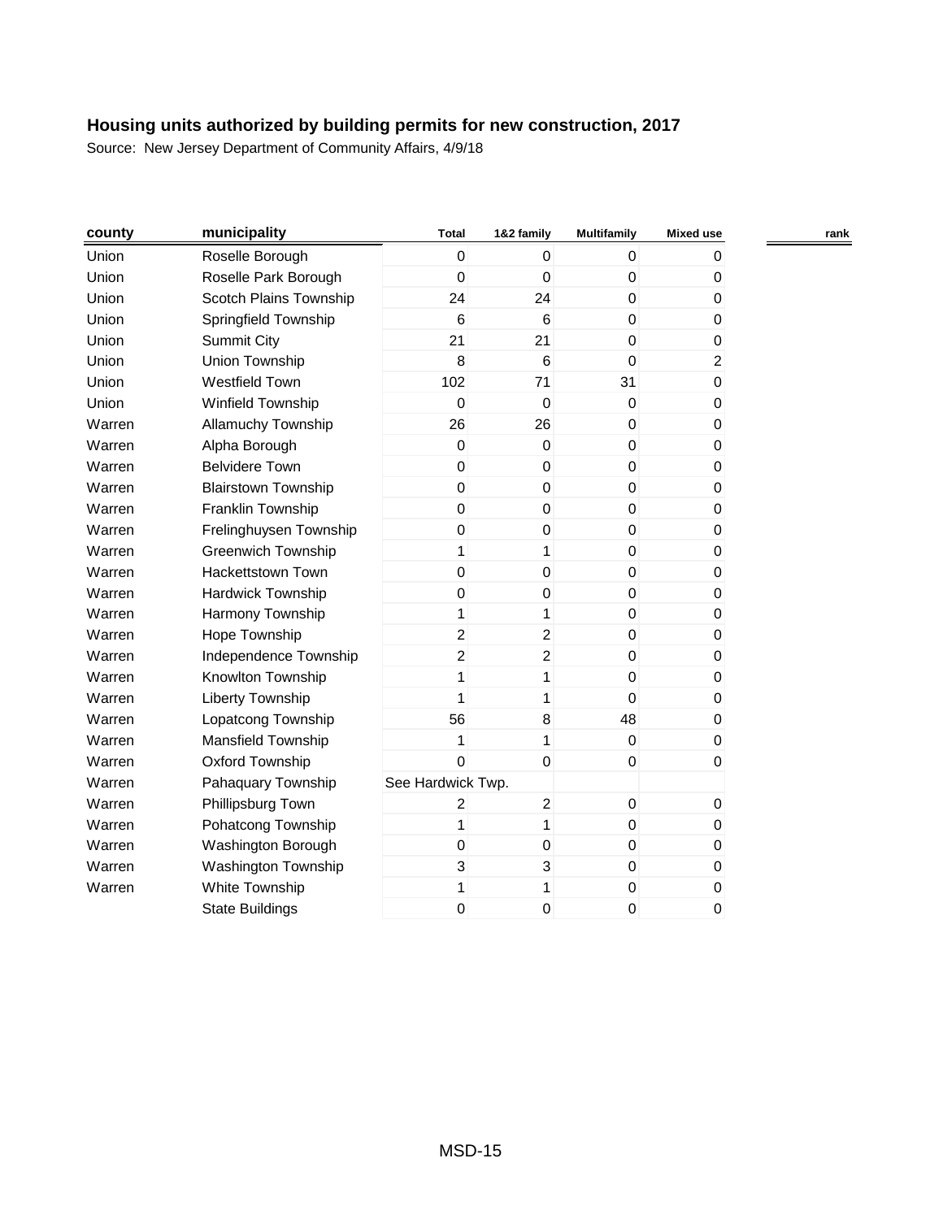# Housing units authorized by building permits for new construction, 2017

Source: New Jersey Department of Community Affairs, 4/9/18

| county | municipality | Total | 1&2 family | Multifamily | Mixed use | rank |
|---|---|---|---|---|---|---|
| Union | Roselle Borough | 0 | 0 | 0 | 0 | |
| Union | Roselle Park Borough | 0 | 0 | 0 | 0 | |
| Union | Scotch Plains Township | 24 | 24 | 0 | 0 | |
| Union | Springfield Township | 6 | 6 | 0 | 0 | |
| Union | Summit City | 21 | 21 | 0 | 0 | |
| Union | Union Township | 8 | 6 | 0 | 2 | |
| Union | Westfield Town | 102 | 71 | 31 | 0 | |
| Union | Winfield Township | 0 | 0 | 0 | 0 | |
| Warren | Allamuchy Township | 26 | 26 | 0 | 0 | |
| Warren | Alpha Borough | 0 | 0 | 0 | 0 | |
| Warren | Belvidere Town | 0 | 0 | 0 | 0 | |
| Warren | Blairstown Township | 0 | 0 | 0 | 0 | |
| Warren | Franklin Township | 0 | 0 | 0 | 0 | |
| Warren | Frelinghuysen Township | 0 | 0 | 0 | 0 | |
| Warren | Greenwich Township | 1 | 1 | 0 | 0 | |
| Warren | Hackettstown Town | 0 | 0 | 0 | 0 | |
| Warren | Hardwick Township | 0 | 0 | 0 | 0 | |
| Warren | Harmony Township | 1 | 1 | 0 | 0 | |
| Warren | Hope Township | 2 | 2 | 0 | 0 | |
| Warren | Independence Township | 2 | 2 | 0 | 0 | |
| Warren | Knowlton Township | 1 | 1 | 0 | 0 | |
| Warren | Liberty Township | 1 | 1 | 0 | 0 | |
| Warren | Lopatcong Township | 56 | 8 | 48 | 0 | |
| Warren | Mansfield Township | 1 | 1 | 0 | 0 | |
| Warren | Oxford Township | 0 | 0 | 0 | 0 | |
| Warren | Pahaquary Township | See Hardwick Twp. | | | | |
| Warren | Phillipsburg Town | 2 | 2 | 0 | 0 | |
| Warren | Pohatcong Township | 1 | 1 | 0 | 0 | |
| Warren | Washington Borough | 0 | 0 | 0 | 0 | |
| Warren | Washington Township | 3 | 3 | 0 | 0 | |
| Warren | White Township | 1 | 1 | 0 | 0 | |
| | State Buildings | 0 | 0 | 0 | 0 | |

MSD-15